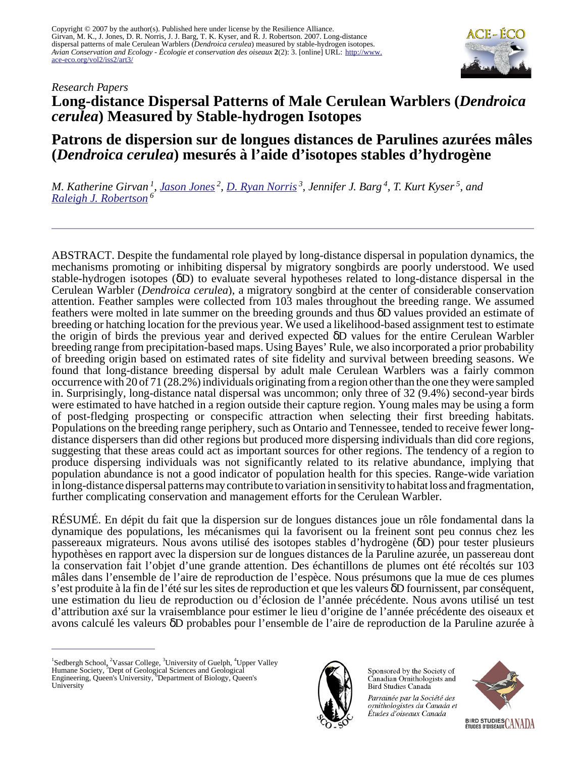Copyright © 2007 by the author(s). Published here under license by the Resilience Alliance.
Girvan, M. K., J. Jones, D. R. Norris, J. J. Barg, T. K. Kyser, and R. J. Robertson. 2007. Long-distance dispersal patterns of male Cerulean Warblers (*Dendroica cerulea*) measured by stable-hydrogen isotopes. *Avian Conservation and Ecology - Écologie et conservation des oiseaux* **2**(2): 3. [online] URL: http://www.ace-eco.org/vol2/iss2/art3/

*Research Papers*

# Long-distance Dispersal Patterns of Male Cerulean Warblers (*Dendroica cerulea*) Measured by Stable-hydrogen Isotopes

# Patrons de dispersion sur de longues distances de Parulines azurées mâles (*Dendroica cerulea*) mesurés à l'aide d'isotopes stables d'hydrogène

*M. Katherine Girvan*[1], *Jason Jones*[2], *D. Ryan Norris*[3], *Jennifer J. Barg*[4], *T. Kurt Kyser*[5], *and Raleigh J. Robertson*[6]

---

ABSTRACT. Despite the fundamental role played by long-distance dispersal in population dynamics, the mechanisms promoting or inhibiting dispersal by migratory songbirds are poorly understood. We used stable-hydrogen isotopes (δD) to evaluate several hypotheses related to long-distance dispersal in the Cerulean Warbler (*Dendroica cerulea*), a migratory songbird at the center of considerable conservation attention. Feather samples were collected from 103 males throughout the breeding range. We assumed feathers were molted in late summer on the breeding grounds and thus δD values provided an estimate of breeding or hatching location for the previous year. We used a likelihood-based assignment test to estimate the origin of birds the previous year and derived expected δD values for the entire Cerulean Warbler breeding range from precipitation-based maps. Using Bayes' Rule, we also incorporated a prior probability of breeding origin based on estimated rates of site fidelity and survival between breeding seasons. We found that long-distance breeding dispersal by adult male Cerulean Warblers was a fairly common occurrence with 20 of 71 (28.2%) individuals originating from a region other than the one they were sampled in. Surprisingly, long-distance natal dispersal was uncommon; only three of 32 (9.4%) second-year birds were estimated to have hatched in a region outside their capture region. Young males may be using a form of post-fledging prospecting or conspecific attraction when selecting their first breeding habitats. Populations on the breeding range periphery, such as Ontario and Tennessee, tended to receive fewer long-distance dispersers than did other regions but produced more dispersing individuals than did core regions, suggesting that these areas could act as important sources for other regions. The tendency of a region to produce dispersing individuals was not significantly related to its relative abundance, implying that population abundance is not a good indicator of population health for this species. Range-wide variation in long-distance dispersal patterns may contribute to variation in sensitivity to habitat loss and fragmentation, further complicating conservation and management efforts for the Cerulean Warbler.

RÉSUMÉ. En dépit du fait que la dispersion sur de longues distances joue un rôle fondamental dans la dynamique des populations, les mécanismes qui la favorisent ou la freinent sont peu connus chez les passereaux migrateurs. Nous avons utilisé des isotopes stables d'hydrogène (δD) pour tester plusieurs hypothèses en rapport avec la dispersion sur de longues distances de la Paruline azurée, un passereau dont la conservation fait l'objet d'une grande attention. Des échantillons de plumes ont été récoltés sur 103 mâles dans l'ensemble de l'aire de reproduction de l'espèce. Nous présumons que la mue de ces plumes s'est produite à la fin de l'été sur les sites de reproduction et que les valeurs δD fournissent, par conséquent, une estimation du lieu de reproduction ou d'éclosion de l'année précédente. Nous avons utilisé un test d'attribution axé sur la vraisemblance pour estimer le lieu d'origine de l'année précédente des oiseaux et avons calculé les valeurs δD probables pour l'ensemble de l'aire de reproduction de la Paruline azurée à

---

[1]Sedbergh School, [2]Vassar College, [3]University of Guelph, [4]Upper Valley Humane Society, [5]Dept of Geological Sciences and Geological Engineering, Queen's University, [6]Department of Biology, Queen's University

Sponsored by the Society of Canadian Ornithologists and Bird Studies Canada

*Parrainée par la Société des ornithologistes du Canada et Études d'oiseaux Canada*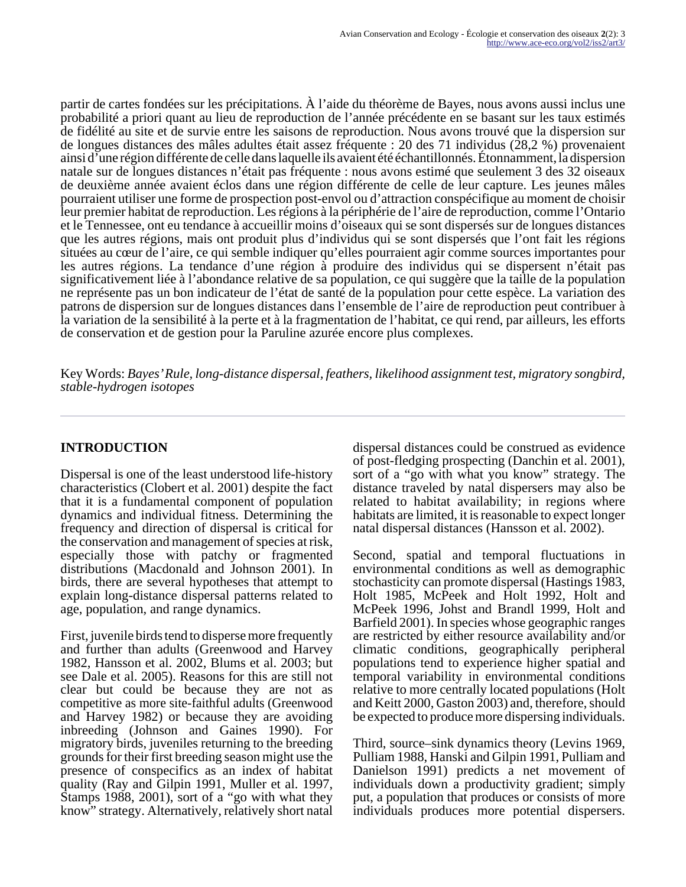partir de cartes fondées sur les précipitations. À l'aide du théorème de Bayes, nous avons aussi inclus une probabilité a priori quant au lieu de reproduction de l'année précédente en se basant sur les taux estimés de fidélité au site et de survie entre les saisons de reproduction. Nous avons trouvé que la dispersion sur de longues distances des mâles adultes était assez fréquente : 20 des 71 individus (28,2 %) provenaient ainsi d'une région différente de celle dans laquelle ils avaient été échantillonnés. Étonnamment, la dispersion natale sur de longues distances n'était pas fréquente : nous avons estimé que seulement 3 des 32 oiseaux de deuxième année avaient éclos dans une région différente de celle de leur capture. Les jeunes mâles pourraient utiliser une forme de prospection post-envol ou d'attraction conspécifique au moment de choisir leur premier habitat de reproduction. Les régions à la périphérie de l'aire de reproduction, comme l'Ontario et le Tennessee, ont eu tendance à accueillir moins d'oiseaux qui se sont dispersés sur de longues distances que les autres régions, mais ont produit plus d'individus qui se sont dispersés que l'ont fait les régions situées au cœur de l'aire, ce qui semble indiquer qu'elles pourraient agir comme sources importantes pour les autres régions. La tendance d'une région à produire des individus qui se dispersent n'était pas significativement liée à l'abondance relative de sa population, ce qui suggère que la taille de la population ne représente pas un bon indicateur de l'état de santé de la population pour cette espèce. La variation des patrons de dispersion sur de longues distances dans l'ensemble de l'aire de reproduction peut contribuer à la variation de la sensibilité à la perte et à la fragmentation de l'habitat, ce qui rend, par ailleurs, les efforts de conservation et de gestion pour la Paruline azurée encore plus complexes.

Key Words: *Bayes' Rule, long-distance dispersal, feathers, likelihood assignment test, migratory songbird, stable-hydrogen isotopes*

## INTRODUCTION

Dispersal is one of the least understood life-history characteristics (Clobert et al. 2001) despite the fact that it is a fundamental component of population dynamics and individual fitness. Determining the frequency and direction of dispersal is critical for the conservation and management of species at risk, especially those with patchy or fragmented distributions (Macdonald and Johnson 2001). In birds, there are several hypotheses that attempt to explain long-distance dispersal patterns related to age, population, and range dynamics.

First, juvenile birds tend to disperse more frequently and further than adults (Greenwood and Harvey 1982, Hansson et al. 2002, Blums et al. 2003; but see Dale et al. 2005). Reasons for this are still not clear but could be because they are not as competitive as more site-faithful adults (Greenwood and Harvey 1982) or because they are avoiding inbreeding (Johnson and Gaines 1990). For migratory birds, juveniles returning to the breeding grounds for their first breeding season might use the presence of conspecifics as an index of habitat quality (Ray and Gilpin 1991, Muller et al. 1997, Stamps 1988, 2001), sort of a "go with what they know" strategy. Alternatively, relatively short natal dispersal distances could be construed as evidence of post-fledging prospecting (Danchin et al. 2001), sort of a "go with what you know" strategy. The distance traveled by natal dispersers may also be related to habitat availability; in regions where habitats are limited, it is reasonable to expect longer natal dispersal distances (Hansson et al. 2002).

Second, spatial and temporal fluctuations in environmental conditions as well as demographic stochasticity can promote dispersal (Hastings 1983, Holt 1985, McPeek and Holt 1992, Holt and McPeek 1996, Johst and Brandl 1999, Holt and Barfield 2001). In species whose geographic ranges are restricted by either resource availability and/or climatic conditions, geographically peripheral populations tend to experience higher spatial and temporal variability in environmental conditions relative to more centrally located populations (Holt and Keitt 2000, Gaston 2003) and, therefore, should be expected to produce more dispersing individuals.

Third, source–sink dynamics theory (Levins 1969, Pulliam 1988, Hanski and Gilpin 1991, Pulliam and Danielson 1991) predicts a net movement of individuals down a productivity gradient; simply put, a population that produces or consists of more individuals produces more potential dispersers.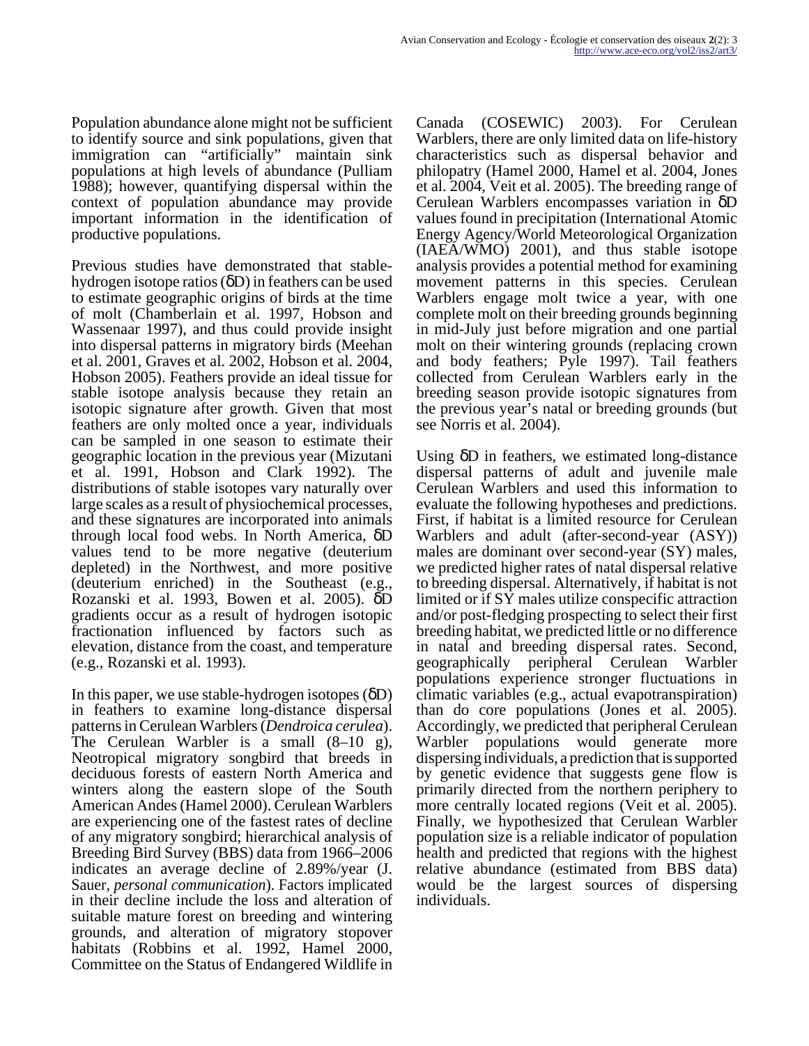Population abundance alone might not be sufficient to identify source and sink populations, given that immigration can "artificially" maintain sink populations at high levels of abundance (Pulliam 1988); however, quantifying dispersal within the context of population abundance may provide important information in the identification of productive populations.

Previous studies have demonstrated that stable-hydrogen isotope ratios (δD) in feathers can be used to estimate geographic origins of birds at the time of molt (Chamberlain et al. 1997, Hobson and Wassenaar 1997), and thus could provide insight into dispersal patterns in migratory birds (Meehan et al. 2001, Graves et al. 2002, Hobson et al. 2004, Hobson 2005). Feathers provide an ideal tissue for stable isotope analysis because they retain an isotopic signature after growth. Given that most feathers are only molted once a year, individuals can be sampled in one season to estimate their geographic location in the previous year (Mizutani et al. 1991, Hobson and Clark 1992). The distributions of stable isotopes vary naturally over large scales as a result of physiochemical processes, and these signatures are incorporated into animals through local food webs. In North America, δD values tend to be more negative (deuterium depleted) in the Northwest, and more positive (deuterium enriched) in the Southeast (e.g., Rozanski et al. 1993, Bowen et al. 2005). δD gradients occur as a result of hydrogen isotopic fractionation influenced by factors such as elevation, distance from the coast, and temperature (e.g., Rozanski et al. 1993).

In this paper, we use stable-hydrogen isotopes (δD) in feathers to examine long-distance dispersal patterns in Cerulean Warblers (*Dendroica cerulea*). The Cerulean Warbler is a small (8–10 g), Neotropical migratory songbird that breeds in deciduous forests of eastern North America and winters along the eastern slope of the South American Andes (Hamel 2000). Cerulean Warblers are experiencing one of the fastest rates of decline of any migratory songbird; hierarchical analysis of Breeding Bird Survey (BBS) data from 1966–2006 indicates an average decline of 2.89%/year (J. Sauer, *personal communication*). Factors implicated in their decline include the loss and alteration of suitable mature forest on breeding and wintering grounds, and alteration of migratory stopover habitats (Robbins et al. 1992, Hamel 2000, Committee on the Status of Endangered Wildlife in Canada (COSEWIC) 2003). For Cerulean Warblers, there are only limited data on life-history characteristics such as dispersal behavior and philopatry (Hamel 2000, Hamel et al. 2004, Jones et al. 2004, Veit et al. 2005). The breeding range of Cerulean Warblers encompasses variation in δD values found in precipitation (International Atomic Energy Agency/World Meteorological Organization (IAEA/WMO) 2001), and thus stable isotope analysis provides a potential method for examining movement patterns in this species. Cerulean Warblers engage molt twice a year, with one complete molt on their breeding grounds beginning in mid-July just before migration and one partial molt on their wintering grounds (replacing crown and body feathers; Pyle 1997). Tail feathers collected from Cerulean Warblers early in the breeding season provide isotopic signatures from the previous year's natal or breeding grounds (but see Norris et al. 2004).

Using δD in feathers, we estimated long-distance dispersal patterns of adult and juvenile male Cerulean Warblers and used this information to evaluate the following hypotheses and predictions. First, if habitat is a limited resource for Cerulean Warblers and adult (after-second-year (ASY)) males are dominant over second-year (SY) males, we predicted higher rates of natal dispersal relative to breeding dispersal. Alternatively, if habitat is not limited or if SY males utilize conspecific attraction and/or post-fledging prospecting to select their first breeding habitat, we predicted little or no difference in natal and breeding dispersal rates. Second, geographically peripheral Cerulean Warbler populations experience stronger fluctuations in climatic variables (e.g., actual evapotranspiration) than do core populations (Jones et al. 2005). Accordingly, we predicted that peripheral Cerulean Warbler populations would generate more dispersing individuals, a prediction that is supported by genetic evidence that suggests gene flow is primarily directed from the northern periphery to more centrally located regions (Veit et al. 2005). Finally, we hypothesized that Cerulean Warbler population size is a reliable indicator of population health and predicted that regions with the highest relative abundance (estimated from BBS data) would be the largest sources of dispersing individuals.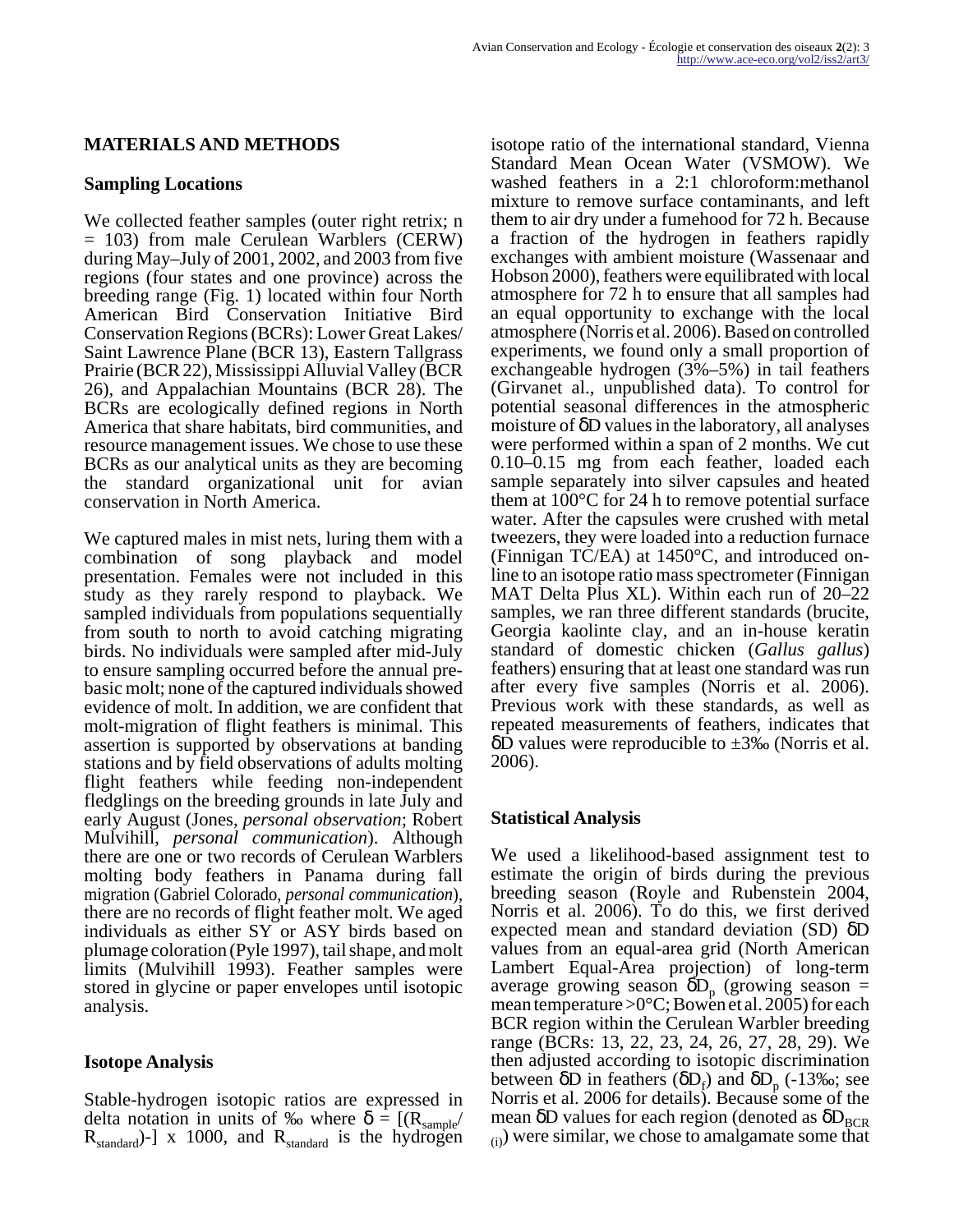## MATERIALS AND METHODS

### Sampling Locations

We collected feather samples (outer right retrix; n = 103) from male Cerulean Warblers (CERW) during May–July of 2001, 2002, and 2003 from five regions (four states and one province) across the breeding range (Fig. 1) located within four North American Bird Conservation Initiative Bird Conservation Regions (BCRs): Lower Great Lakes/ Saint Lawrence Plane (BCR 13), Eastern Tallgrass Prairie (BCR 22), Mississippi Alluvial Valley (BCR 26), and Appalachian Mountains (BCR 28). The BCRs are ecologically defined regions in North America that share habitats, bird communities, and resource management issues. We chose to use these BCRs as our analytical units as they are becoming the standard organizational unit for avian conservation in North America.

We captured males in mist nets, luring them with a combination of song playback and model presentation. Females were not included in this study as they rarely respond to playback. We sampled individuals from populations sequentially from south to north to avoid catching migrating birds. No individuals were sampled after mid-July to ensure sampling occurred before the annual pre-basic molt; none of the captured individuals showed evidence of molt. In addition, we are confident that molt-migration of flight feathers is minimal. This assertion is supported by observations at banding stations and by field observations of adults molting flight feathers while feeding non-independent fledglings on the breeding grounds in late July and early August (Jones, *personal observation*; Robert Mulvihill, *personal communication*). Although there are one or two records of Cerulean Warblers molting body feathers in Panama during fall migration (Gabriel Colorado, *personal communication*), there are no records of flight feather molt. We aged individuals as either SY or ASY birds based on plumage coloration (Pyle 1997), tail shape, and molt limits (Mulvihill 1993). Feather samples were stored in glycine or paper envelopes until isotopic analysis.

### Isotope Analysis

Stable-hydrogen isotopic ratios are expressed in delta notation in units of ‰ where $\delta = [(R_{sample}/R_{standard})\text{-}] \times 1000$, and $R_{standard}$ is the hydrogen isotope ratio of the international standard, Vienna Standard Mean Ocean Water (VSMOW). We washed feathers in a 2:1 chloroform:methanol mixture to remove surface contaminants, and left them to air dry under a fumehood for 72 h. Because a fraction of the hydrogen in feathers rapidly exchanges with ambient moisture (Wassenaar and Hobson 2000), feathers were equilibrated with local atmosphere for 72 h to ensure that all samples had an equal opportunity to exchange with the local atmosphere (Norris et al. 2006). Based on controlled experiments, we found only a small proportion of exchangeable hydrogen (3%–5%) in tail feathers (Girvanet al., unpublished data). To control for potential seasonal differences in the atmospheric moisture of δD values in the laboratory, all analyses were performed within a span of 2 months. We cut 0.10–0.15 mg from each feather, loaded each sample separately into silver capsules and heated them at 100°C for 24 h to remove potential surface water. After the capsules were crushed with metal tweezers, they were loaded into a reduction furnace (Finnigan TC/EA) at 1450°C, and introduced on-line to an isotope ratio mass spectrometer (Finnigan MAT Delta Plus XL). Within each run of 20–22 samples, we ran three different standards (brucite, Georgia kaolinte clay, and an in-house keratin standard of domestic chicken (*Gallus gallus*) feathers) ensuring that at least one standard was run after every five samples (Norris et al. 2006). Previous work with these standards, as well as repeated measurements of feathers, indicates that δD values were reproducible to ±3‰ (Norris et al. 2006).

### Statistical Analysis

We used a likelihood-based assignment test to estimate the origin of birds during the previous breeding season (Royle and Rubenstein 2004, Norris et al. 2006). To do this, we first derived expected mean and standard deviation (SD) δD values from an equal-area grid (North American Lambert Equal-Area projection) of long-term average growing season $\delta D_p$ (growing season = mean temperature >0°C; Bowen et al. 2005) for each BCR region within the Cerulean Warbler breeding range (BCRs: 13, 22, 23, 24, 26, 27, 28, 29). We then adjusted according to isotopic discrimination between δD in feathers ($\delta D_f$) and $\delta D_p$ (-13‰; see Norris et al. 2006 for details). Because some of the mean δD values for each region (denoted as $\delta D_{BCR(i)}$) were similar, we chose to amalgamate some that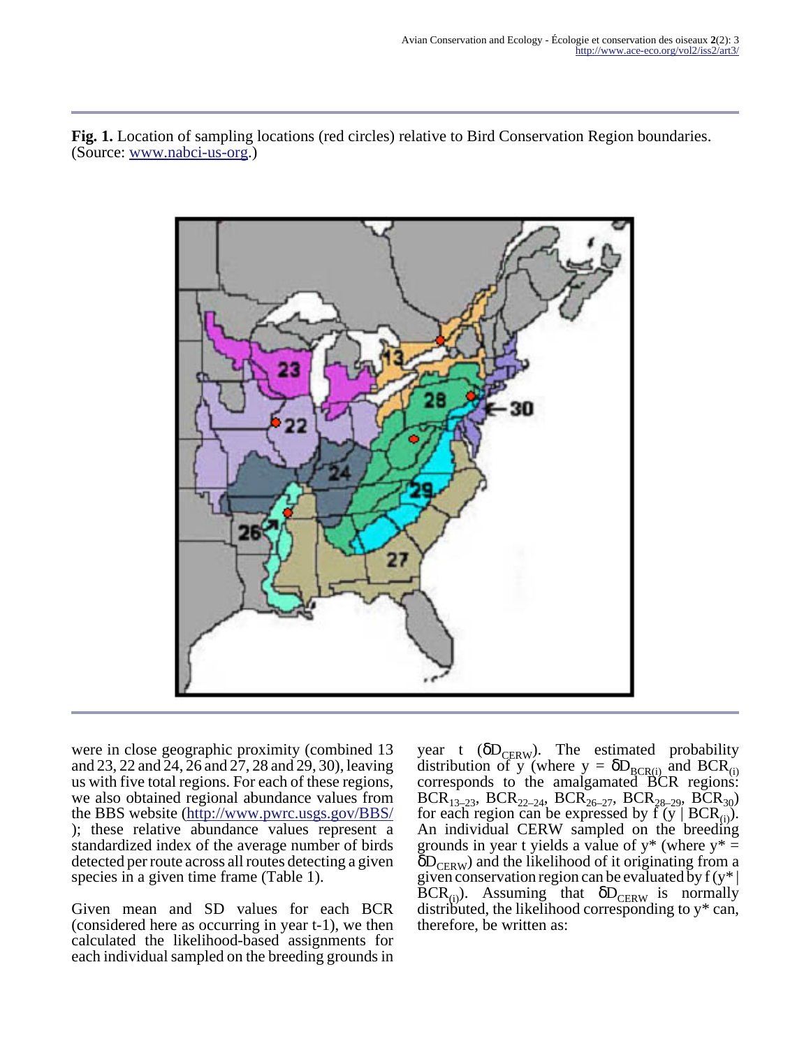**Fig. 1.** Location of sampling locations (red circles) relative to Bird Conservation Region boundaries. (Source: www.nabci-us-org.)

were in close geographic proximity (combined 13 and 23, 22 and 24, 26 and 27, 28 and 29, 30), leaving us with five total regions. For each of these regions, we also obtained regional abundance values from the BBS website (http://www.pwrc.usgs.gov/BBS/); these relative abundance values represent a standardized index of the average number of birds detected per route across all routes detecting a given species in a given time frame (Table 1).

Given mean and SD values for each BCR (considered here as occurring in year t-1), we then calculated the likelihood-based assignments for each individual sampled on the breeding grounds in year t ($\delta D_{CERW}$). The estimated probability distribution of y (where $y = \delta D_{BCR(i)}$ and $BCR_{(i)}$ corresponds to the amalgamated BCR regions: $BCR_{13–23}$, $BCR_{22–24}$, $BCR_{26–27}$, $BCR_{28–29}$, $BCR_{30}$) for each region can be expressed by $f\,(y \mid BCR_{(i)})$. An individual CERW sampled on the breeding grounds in year t yields a value of y* (where $y^* = \delta D_{CERW}$) and the likelihood of it originating from a given conservation region can be evaluated by $f\,(y^* \mid BCR_{(i)})$. Assuming that $\delta D_{CERW}$ is normally distributed, the likelihood corresponding to y* can, therefore, be written as: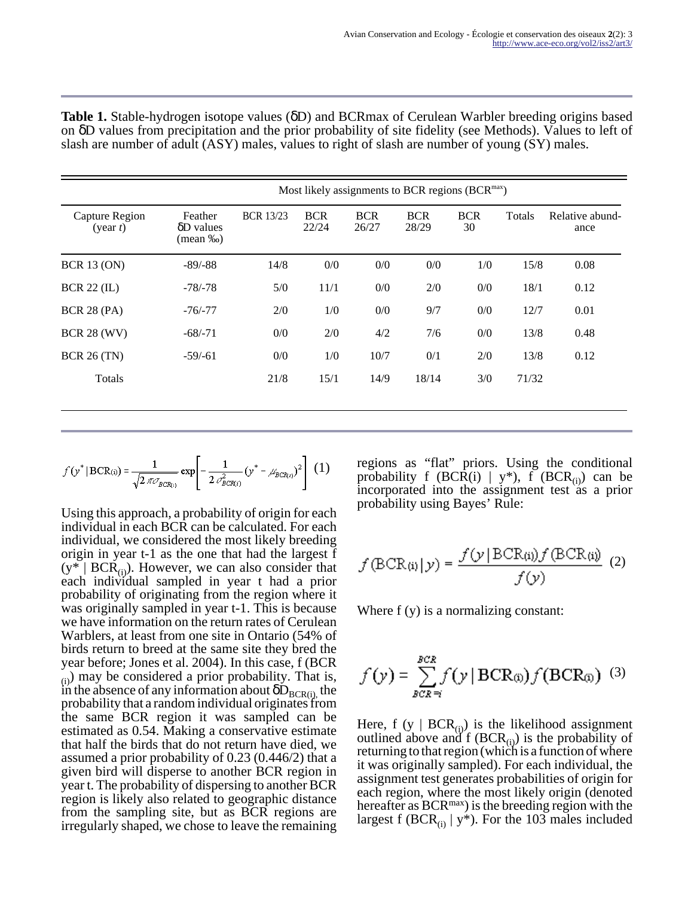**Table 1.** Stable-hydrogen isotope values (δD) and BCRmax of Cerulean Warbler breeding origins based on δD values from precipitation and the prior probability of site fidelity (see Methods). Values to left of slash are number of adult (ASY) males, values to right of slash are number of young (SY) males.

| Capture Region (year $t$) | Feather δD values (mean ‰) | Most likely assignments to BCR regions (BCR$^{max}$) | | | | | | |
|---|---|---|---|---|---|---|---|---|
| | | BCR 13/23 | BCR 22/24 | BCR 26/27 | BCR 28/29 | BCR 30 | Totals | Relative abundance |
| BCR 13 (ON) | -89/-88 | 14/8 | 0/0 | 0/0 | 0/0 | 1/0 | 15/8 | 0.08 |
| BCR 22 (IL) | -78/-78 | 5/0 | 11/1 | 0/0 | 2/0 | 0/0 | 18/1 | 0.12 |
| BCR 28 (PA) | -76/-77 | 2/0 | 1/0 | 0/0 | 9/7 | 0/0 | 12/7 | 0.01 |
| BCR 28 (WV) | -68/-71 | 0/0 | 2/0 | 4/2 | 7/6 | 0/0 | 13/8 | 0.48 |
| BCR 26 (TN) | -59/-61 | 0/0 | 1/0 | 10/7 | 0/1 | 2/0 | 13/8 | 0.12 |
| Totals | | 21/8 | 15/1 | 14/9 | 18/14 | 3/0 | 71/32 | |

$$f(y^* \mid \mathrm{BCR}_{(i)}) = \frac{1}{\sqrt{2\pi\sigma_{BCR(i)}}} \exp\left[-\frac{1}{2\sigma^2_{BCR(i)}}(y^* - \mu_{BCR(i)})^2\right] \quad (1)$$

Using this approach, a probability of origin for each individual in each BCR can be calculated. For each individual, we considered the most likely breeding origin in year t-1 as the one that had the largest f $(y^* \mid \mathrm{BCR}_{(i)})$. However, we can also consider that each individual sampled in year t had a prior probability of originating from the region where it was originally sampled in year t-1. This is because we have information on the return rates of Cerulean Warblers, at least from one site in Ontario (54% of birds return to breed at the same site they bred the year before; Jones et al. 2004). In this case, f $(\mathrm{BCR}_{(i)})$ may be considered a prior probability. That is, in the absence of any information about $\delta D_{BCR(i)}$, the probability that a random individual originates from the same BCR region it was sampled can be estimated as 0.54. Making a conservative estimate that half the birds that do not return have died, we assumed a prior probability of 0.23 (0.446/2) that a given bird will disperse to another BCR region in year t. The probability of dispersing to another BCR region is likely also related to geographic distance from the sampling site, but as BCR regions are irregularly shaped, we chose to leave the remaining regions as "flat" priors. Using the conditional probability f (BCR(i) | y*), f $(\mathrm{BCR}_{(i)})$ can be incorporated into the assignment test as a prior probability using Bayes' Rule:

$$f(\mathrm{BCR}_{(i)} \mid y) = \frac{f(y \mid \mathrm{BCR}_{(i)}) f(\mathrm{BCR}_{(i)})}{f(y)} \quad (2)$$

Where f (y) is a normalizing constant:

$$f(y) = \sum_{BCR=i}^{BCR} f(y \mid \mathrm{BCR}_{(i)}) f(\mathrm{BCR}_{(i)}) \quad (3)$$

Here, f $(y \mid \mathrm{BCR}_{(i)})$ is the likelihood assignment outlined above and f $(\mathrm{BCR}_{(i)})$ is the probability of returning to that region (which is a function of where it was originally sampled). For each individual, the assignment test generates probabilities of origin for each region, where the most likely origin (denoted hereafter as BCR$^{max}$) is the breeding region with the largest f $(\mathrm{BCR}_{(i)} \mid y^*)$. For the 103 males included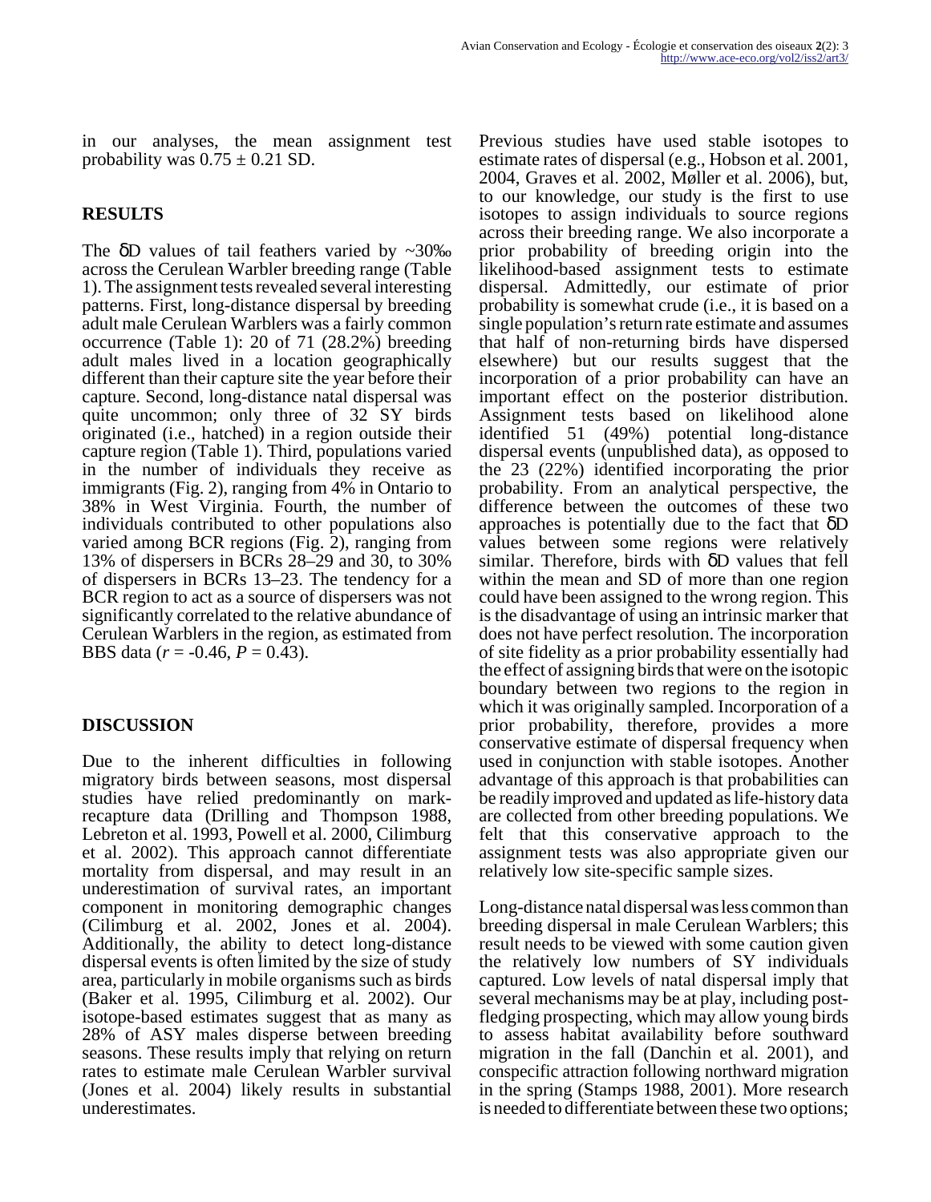in our analyses, the mean assignment test probability was $0.75 \pm 0.21$ SD.

## RESULTS

The δD values of tail feathers varied by ~30‰ across the Cerulean Warbler breeding range (Table 1). The assignment tests revealed several interesting patterns. First, long-distance dispersal by breeding adult male Cerulean Warblers was a fairly common occurrence (Table 1): 20 of 71 (28.2%) breeding adult males lived in a location geographically different than their capture site the year before their capture. Second, long-distance natal dispersal was quite uncommon; only three of 32 SY birds originated (i.e., hatched) in a region outside their capture region (Table 1). Third, populations varied in the number of individuals they receive as immigrants (Fig. 2), ranging from 4% in Ontario to 38% in West Virginia. Fourth, the number of individuals contributed to other populations also varied among BCR regions (Fig. 2), ranging from 13% of dispersers in BCRs 28–29 and 30, to 30% of dispersers in BCRs 13–23. The tendency for a BCR region to act as a source of dispersers was not significantly correlated to the relative abundance of Cerulean Warblers in the region, as estimated from BBS data ($r = -0.46$, $P = 0.43$).

## DISCUSSION

Due to the inherent difficulties in following migratory birds between seasons, most dispersal studies have relied predominantly on mark-recapture data (Drilling and Thompson 1988, Lebreton et al. 1993, Powell et al. 2000, Cilimburg et al. 2002). This approach cannot differentiate mortality from dispersal, and may result in an underestimation of survival rates, an important component in monitoring demographic changes (Cilimburg et al. 2002, Jones et al. 2004). Additionally, the ability to detect long-distance dispersal events is often limited by the size of study area, particularly in mobile organisms such as birds (Baker et al. 1995, Cilimburg et al. 2002). Our isotope-based estimates suggest that as many as 28% of ASY males disperse between breeding seasons. These results imply that relying on return rates to estimate male Cerulean Warbler survival (Jones et al. 2004) likely results in substantial underestimates.

Previous studies have used stable isotopes to estimate rates of dispersal (e.g., Hobson et al. 2001, 2004, Graves et al. 2002, Møller et al. 2006), but, to our knowledge, our study is the first to use isotopes to assign individuals to source regions across their breeding range. We also incorporate a prior probability of breeding origin into the likelihood-based assignment tests to estimate dispersal. Admittedly, our estimate of prior probability is somewhat crude (i.e., it is based on a single population's return rate estimate and assumes that half of non-returning birds have dispersed elsewhere) but our results suggest that the incorporation of a prior probability can have an important effect on the posterior distribution. Assignment tests based on likelihood alone identified 51 (49%) potential long-distance dispersal events (unpublished data), as opposed to the 23 (22%) identified incorporating the prior probability. From an analytical perspective, the difference between the outcomes of these two approaches is potentially due to the fact that δD values between some regions were relatively similar. Therefore, birds with δD values that fell within the mean and SD of more than one region could have been assigned to the wrong region. This is the disadvantage of using an intrinsic marker that does not have perfect resolution. The incorporation of site fidelity as a prior probability essentially had the effect of assigning birds that were on the isotopic boundary between two regions to the region in which it was originally sampled. Incorporation of a prior probability, therefore, provides a more conservative estimate of dispersal frequency when used in conjunction with stable isotopes. Another advantage of this approach is that probabilities can be readily improved and updated as life-history data are collected from other breeding populations. We felt that this conservative approach to the assignment tests was also appropriate given our relatively low site-specific sample sizes.

Long-distance natal dispersal was less common than breeding dispersal in male Cerulean Warblers; this result needs to be viewed with some caution given the relatively low numbers of SY individuals captured. Low levels of natal dispersal imply that several mechanisms may be at play, including post-fledging prospecting, which may allow young birds to assess habitat availability before southward migration in the fall (Danchin et al. 2001), and conspecific attraction following northward migration in the spring (Stamps 1988, 2001). More research is needed to differentiate between these two options;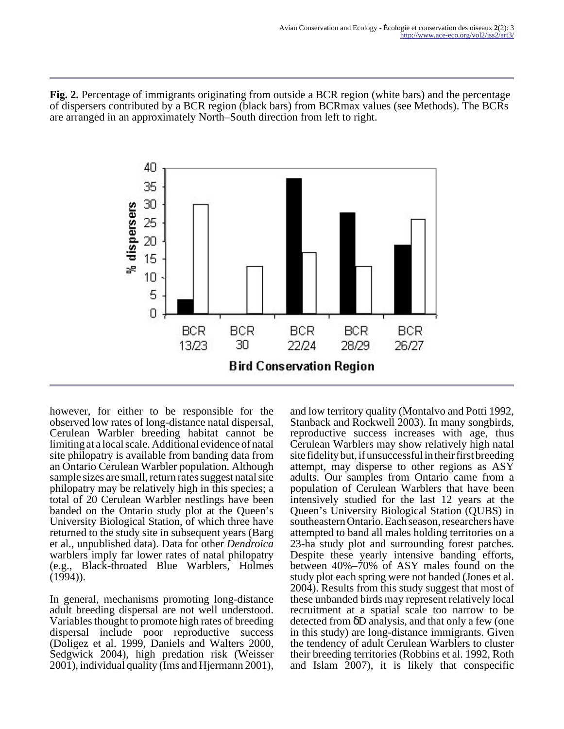**Fig. 2.** Percentage of immigrants originating from outside a BCR region (white bars) and the percentage of dispersers contributed by a BCR region (black bars) from BCRmax values (see Methods). The BCRs are arranged in an approximately North–South direction from left to right.

however, for either to be responsible for the observed low rates of long-distance natal dispersal, Cerulean Warbler breeding habitat cannot be limiting at a local scale. Additional evidence of natal site philopatry is available from banding data from an Ontario Cerulean Warbler population. Although sample sizes are small, return rates suggest natal site philopatry may be relatively high in this species; a total of 20 Cerulean Warbler nestlings have been banded on the Ontario study plot at the Queen's University Biological Station, of which three have returned to the study site in subsequent years (Barg et al., unpublished data). Data for other *Dendroica* warblers imply far lower rates of natal philopatry (e.g., Black-throated Blue Warblers, Holmes (1994)).

In general, mechanisms promoting long-distance adult breeding dispersal are not well understood. Variables thought to promote high rates of breeding dispersal include poor reproductive success (Doligez et al. 1999, Daniels and Walters 2000, Sedgwick 2004), high predation risk (Weisser 2001), individual quality (Ims and Hjermann 2001), and low territory quality (Montalvo and Potti 1992, Stanback and Rockwell 2003). In many songbirds, reproductive success increases with age, thus Cerulean Warblers may show relatively high natal site fidelity but, if unsuccessful in their first breeding attempt, may disperse to other regions as ASY adults. Our samples from Ontario came from a population of Cerulean Warblers that have been intensively studied for the last 12 years at the Queen's University Biological Station (QUBS) in southeastern Ontario. Each season, researchers have attempted to band all males holding territories on a 23-ha study plot and surrounding forest patches. Despite these yearly intensive banding efforts, between 40%–70% of ASY males found on the study plot each spring were not banded (Jones et al. 2004). Results from this study suggest that most of these unbanded birds may represent relatively local recruitment at a spatial scale too narrow to be detected from δD analysis, and that only a few (one in this study) are long-distance immigrants. Given the tendency of adult Cerulean Warblers to cluster their breeding territories (Robbins et al. 1992, Roth and Islam 2007), it is likely that conspecific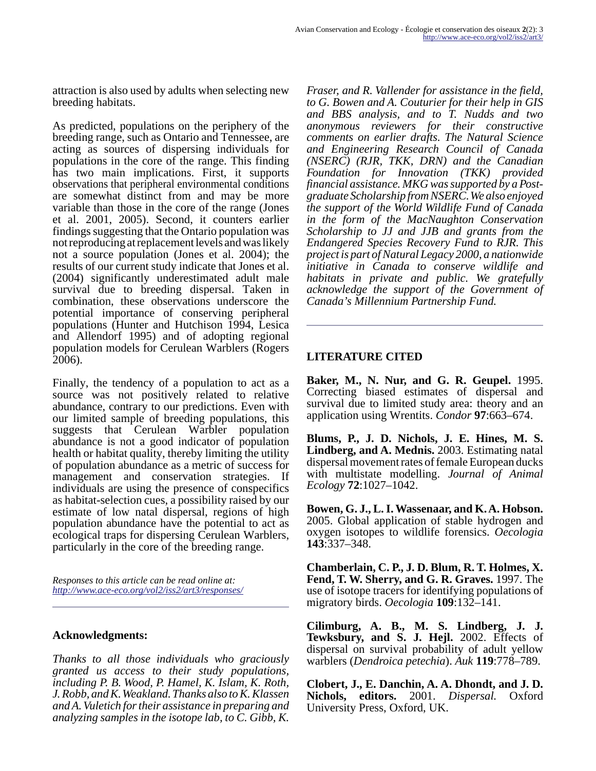attraction is also used by adults when selecting new breeding habitats.

As predicted, populations on the periphery of the breeding range, such as Ontario and Tennessee, are acting as sources of dispersing individuals for populations in the core of the range. This finding has two main implications. First, it supports observations that peripheral environmental conditions are somewhat distinct from and may be more variable than those in the core of the range (Jones et al. 2001, 2005). Second, it counters earlier findings suggesting that the Ontario population was not reproducing at replacement levels and was likely not a source population (Jones et al. 2004); the results of our current study indicate that Jones et al. (2004) significantly underestimated adult male survival due to breeding dispersal. Taken in combination, these observations underscore the potential importance of conserving peripheral populations (Hunter and Hutchison 1994, Lesica and Allendorf 1995) and of adopting regional population models for Cerulean Warblers (Rogers 2006).

Finally, the tendency of a population to act as a source was not positively related to relative abundance, contrary to our predictions. Even with our limited sample of breeding populations, this suggests that Cerulean Warbler population abundance is not a good indicator of population health or habitat quality, thereby limiting the utility of population abundance as a metric of success for management and conservation strategies. If individuals are using the presence of conspecifics as habitat-selection cues, a possibility raised by our estimate of low natal dispersal, regions of high population abundance have the potential to act as ecological traps for dispersing Cerulean Warblers, particularly in the core of the breeding range.

*Responses to this article can be read online at:*
*http://www.ace-eco.org/vol2/iss2/art3/responses/*

## Acknowledgments:

*Thanks to all those individuals who graciously granted us access to their study populations, including P. B. Wood, P. Hamel, K. Islam, K. Roth, J. Robb, and K. Weakland. Thanks also to K. Klassen and A. Vuletich for their assistance in preparing and analyzing samples in the isotope lab, to C. Gibb, K. Fraser, and R. Vallender for assistance in the field, to G. Bowen and A. Couturier for their help in GIS and BBS analysis, and to T. Nudds and two anonymous reviewers for their constructive comments on earlier drafts. The Natural Science and Engineering Research Council of Canada (NSERC) (RJR, TKK, DRN) and the Canadian Foundation for Innovation (TKK) provided financial assistance. MKG was supported by a Post-graduate Scholarship from NSERC. We also enjoyed the support of the World Wildlife Fund of Canada in the form of the MacNaughton Conservation Scholarship to JJ and JJB and grants from the Endangered Species Recovery Fund to RJR. This project is part of Natural Legacy 2000, a nationwide initiative in Canada to conserve wildlife and habitats in private and public. We gratefully acknowledge the support of the Government of Canada's Millennium Partnership Fund.*

## LITERATURE CITED

**Baker, M., N. Nur, and G. R. Geupel.** 1995. Correcting biased estimates of dispersal and survival due to limited study area: theory and an application using Wrentits. *Condor* **97**:663–674.

**Blums, P., J. D. Nichols, J. E. Hines, M. S. Lindberg, and A. Mednis.** 2003. Estimating natal dispersal movement rates of female European ducks with multistate modelling. *Journal of Animal Ecology* **72**:1027–1042.

**Bowen, G. J., L. I. Wassenaar, and K. A. Hobson.** 2005. Global application of stable hydrogen and oxygen isotopes to wildlife forensics. *Oecologia* **143**:337–348.

**Chamberlain, C. P., J. D. Blum, R. T. Holmes, X. Fend, T. W. Sherry, and G. R. Graves.** 1997. The use of isotope tracers for identifying populations of migratory birds. *Oecologia* **109**:132–141.

**Cilimburg, A. B., M. S. Lindberg, J. J. Tewksbury, and S. J. Hejl.** 2002. Effects of dispersal on survival probability of adult yellow warblers (*Dendroica petechia*). *Auk* **119**:778–789.

**Clobert, J., E. Danchin, A. A. Dhondt, and J. D. Nichols, editors.** 2001. *Dispersal.* Oxford University Press, Oxford, UK.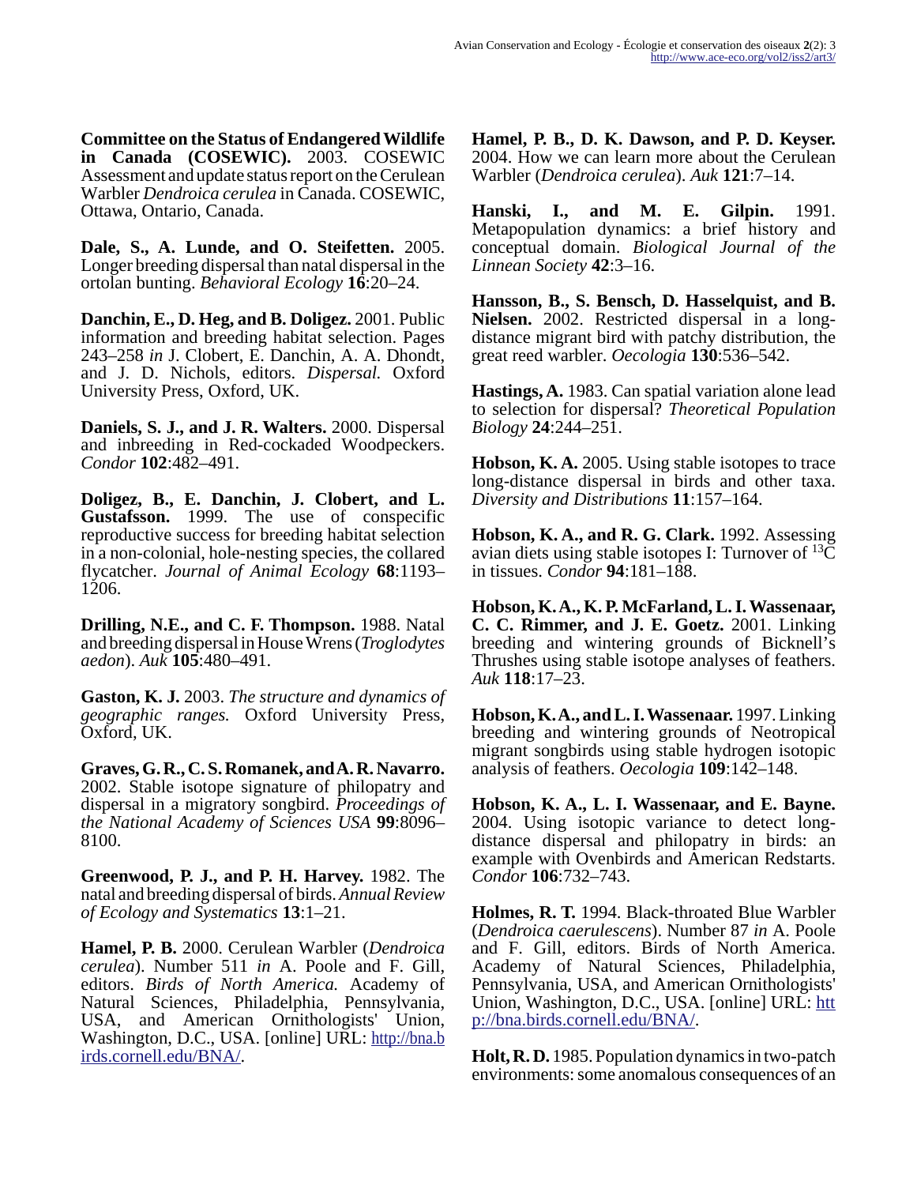**Committee on the Status of Endangered Wildlife in Canada (COSEWIC).** 2003. COSEWIC Assessment and update status report on the Cerulean Warbler *Dendroica cerulea* in Canada. COSEWIC, Ottawa, Ontario, Canada.

**Dale, S., A. Lunde, and O. Steifetten.** 2005. Longer breeding dispersal than natal dispersal in the ortolan bunting. *Behavioral Ecology* **16**:20–24.

**Danchin, E., D. Heg, and B. Doligez.** 2001. Public information and breeding habitat selection. Pages 243–258 *in* J. Clobert, E. Danchin, A. A. Dhondt, and J. D. Nichols, editors. *Dispersal.* Oxford University Press, Oxford, UK.

**Daniels, S. J., and J. R. Walters.** 2000. Dispersal and inbreeding in Red-cockaded Woodpeckers. *Condor* **102**:482–491.

**Doligez, B., E. Danchin, J. Clobert, and L. Gustafsson.** 1999. The use of conspecific reproductive success for breeding habitat selection in a non-colonial, hole-nesting species, the collared flycatcher. *Journal of Animal Ecology* **68**:1193–1206.

**Drilling, N.E., and C. F. Thompson.** 1988. Natal and breeding dispersal in House Wrens (*Troglodytes aedon*). *Auk* **105**:480–491.

**Gaston, K. J.** 2003. *The structure and dynamics of geographic ranges.* Oxford University Press, Oxford, UK.

**Graves, G. R., C. S. Romanek, and A. R. Navarro.** 2002. Stable isotope signature of philopatry and dispersal in a migratory songbird. *Proceedings of the National Academy of Sciences USA* **99**:8096–8100.

**Greenwood, P. J., and P. H. Harvey.** 1982. The natal and breeding dispersal of birds. *Annual Review of Ecology and Systematics* **13**:1–21.

**Hamel, P. B.** 2000. Cerulean Warbler (*Dendroica cerulea*). Number 511 *in* A. Poole and F. Gill, editors. *Birds of North America.* Academy of Natural Sciences, Philadelphia, Pennsylvania, USA, and American Ornithologists' Union, Washington, D.C., USA. [online] URL: http://bna.birds.cornell.edu/BNA/.

**Hamel, P. B., D. K. Dawson, and P. D. Keyser.** 2004. How we can learn more about the Cerulean Warbler (*Dendroica cerulea*). *Auk* **121**:7–14.

**Hanski, I., and M. E. Gilpin.** 1991. Metapopulation dynamics: a brief history and conceptual domain. *Biological Journal of the Linnean Society* **42**:3–16.

**Hansson, B., S. Bensch, D. Hasselquist, and B. Nielsen.** 2002. Restricted dispersal in a long-distance migrant bird with patchy distribution, the great reed warbler. *Oecologia* **130**:536–542.

**Hastings, A.** 1983. Can spatial variation alone lead to selection for dispersal? *Theoretical Population Biology* **24**:244–251.

**Hobson, K. A.** 2005. Using stable isotopes to trace long-distance dispersal in birds and other taxa. *Diversity and Distributions* **11**:157–164.

**Hobson, K. A., and R. G. Clark.** 1992. Assessing avian diets using stable isotopes I: Turnover of $^{13}$C in tissues. *Condor* **94**:181–188.

**Hobson, K. A., K. P. McFarland, L. I. Wassenaar, C. C. Rimmer, and J. E. Goetz.** 2001. Linking breeding and wintering grounds of Bicknell's Thrushes using stable isotope analyses of feathers. *Auk* **118**:17–23.

**Hobson, K. A., and L. I. Wassenaar.** 1997. Linking breeding and wintering grounds of Neotropical migrant songbirds using stable hydrogen isotopic analysis of feathers. *Oecologia* **109**:142–148.

**Hobson, K. A., L. I. Wassenaar, and E. Bayne.** 2004. Using isotopic variance to detect long-distance dispersal and philopatry in birds: an example with Ovenbirds and American Redstarts. *Condor* **106**:732–743.

**Holmes, R. T.** 1994. Black-throated Blue Warbler (*Dendroica caerulescens*). Number 87 *in* A. Poole and F. Gill, editors. Birds of North America. Academy of Natural Sciences, Philadelphia, Pennsylvania, USA, and American Ornithologists' Union, Washington, D.C., USA. [online] URL: http://bna.birds.cornell.edu/BNA/.

**Holt, R. D.** 1985. Population dynamics in two-patch environments: some anomalous consequences of an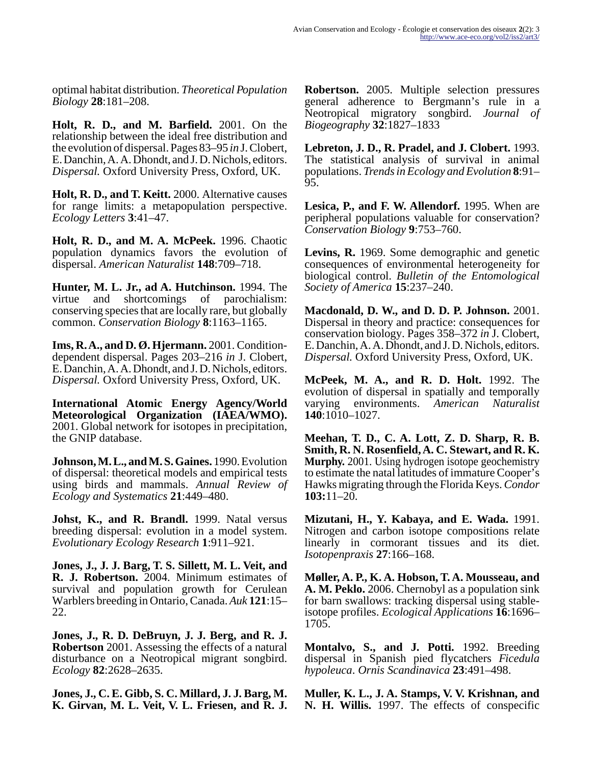optimal habitat distribution. *Theoretical Population Biology* **28**:181–208.

**Holt, R. D., and M. Barfield.** 2001. On the relationship between the ideal free distribution and the evolution of dispersal. Pages 83–95 *in* J. Clobert, E. Danchin, A. A. Dhondt, and J. D. Nichols. *Dispersal.* Oxford University Press, Oxford, UK.

**Holt, R. D., and T. Keitt.** 2000. Alternative causes for range limits: a metapopulation perspective. *Ecology Letters* **3**:41–47.

**Holt, R. D., and M. A. McPeek.** 1996. Chaotic population dynamics favors the evolution of dispersal. *American Naturalist* **148**:709–718.

**Hunter, M. L. Jr., ad A. Hutchinson.** 1994. The virtue and shortcomings of parochialism: conserving species that are locally rare, but globally common. *Conservation Biology* **8**:1163–1165.

**Ims, R. A., and D. Ø. Hjermann.** 2001. Condition-dependent dispersal. Pages 203–216 *in* J. Clobert, E. Danchin, A. A. Dhondt, and J. D. Nichols, editors. *Dispersal.* Oxford University Press, Oxford, UK.

**International Atomic Energy Agency/World Meteorological Organization (IAEA/WMO).** 2001. Global network for isotopes in precipitation, the GNIP database.

**Johnson, M. L., and M. S. Gaines.** 1990. Evolution of dispersal: theoretical models and empirical tests using birds and mammals. *Annual Review of Ecology and Systematics* **21**:449–480.

**Johst, K., and R. Brandl.** 1999. Natal versus breeding dispersal: evolution in a model system. *Evolutionary Ecology Research* **1**:911–921.

**Jones, J., J. J. Barg, T. S. Sillett, M. L. Veit, and R. J. Robertson.** 2004. Minimum estimates of survival and population growth for Cerulean Warblers breeding in Ontario, Canada. *Auk* **121**:15–22.

**Jones, J., R. D. DeBruyn, J. J. Berg, and R. J. Robertson** 2001. Assessing the effects of a natural disturbance on a Neotropical migrant songbird. *Ecology* **82**:2628–2635.

**Jones, J., C. E. Gibb, S. C. Millard, J. J. Barg, M. K. Girvan, M. L. Veit, V. L. Friesen, and R. J. Robertson.** 2005. Multiple selection pressures general adherence to Bergmann's rule in a Neotropical migratory songbird. *Journal of Biogeography* **32**:1827–1833

**Lebreton, J. D., R. Pradel, and J. Clobert.** 1993. The statistical analysis of survival in animal populations. *Trends in Ecology and Evolution* **8**:91–95.

**Lesica, P., and F. W. Allendorf.** 1995. When are peripheral populations valuable for conservation? *Conservation Biology* **9**:753–760.

**Levins, R.** 1969. Some demographic and genetic consequences of environmental heterogeneity for biological control. *Bulletin of the Entomological Society of America* **15**:237–240.

**Macdonald, D. W., and D. D. P. Johnson.** 2001. Dispersal in theory and practice: consequences for conservation biology. Pages 358–372 *in* J. Clobert, E. Danchin, A. A. Dhondt, and J. D. Nichols, editors. *Dispersal.* Oxford University Press, Oxford, UK.

**McPeek, M. A., and R. D. Holt.** 1992. The evolution of dispersal in spatially and temporally varying environments. *American Naturalist* **140**:1010–1027.

**Meehan, T. D., C. A. Lott, Z. D. Sharp, R. B. Smith, R. N. Rosenfield, A. C. Stewart, and R. K. Murphy.** 2001. Using hydrogen isotope geochemistry to estimate the natal latitudes of immature Cooper's Hawks migrating through the Florida Keys. *Condor* **103:**11–20.

**Mizutani, H., Y. Kabaya, and E. Wada.** 1991. Nitrogen and carbon isotope compositions relate linearly in cormorant tissues and its diet. *Isotopenpraxis* **27**:166–168.

**Møller, A. P., K. A. Hobson, T. A. Mousseau, and A. M. Peklo.** 2006. Chernobyl as a population sink for barn swallows: tracking dispersal using stable-isotope profiles. *Ecological Applications* **16**:1696–1705.

**Montalvo, S., and J. Potti.** 1992. Breeding dispersal in Spanish pied flycatchers *Ficedula hypoleuca*. *Ornis Scandinavica* **23**:491–498.

**Muller, K. L., J. A. Stamps, V. V. Krishnan, and N. H. Willis.** 1997. The effects of conspecific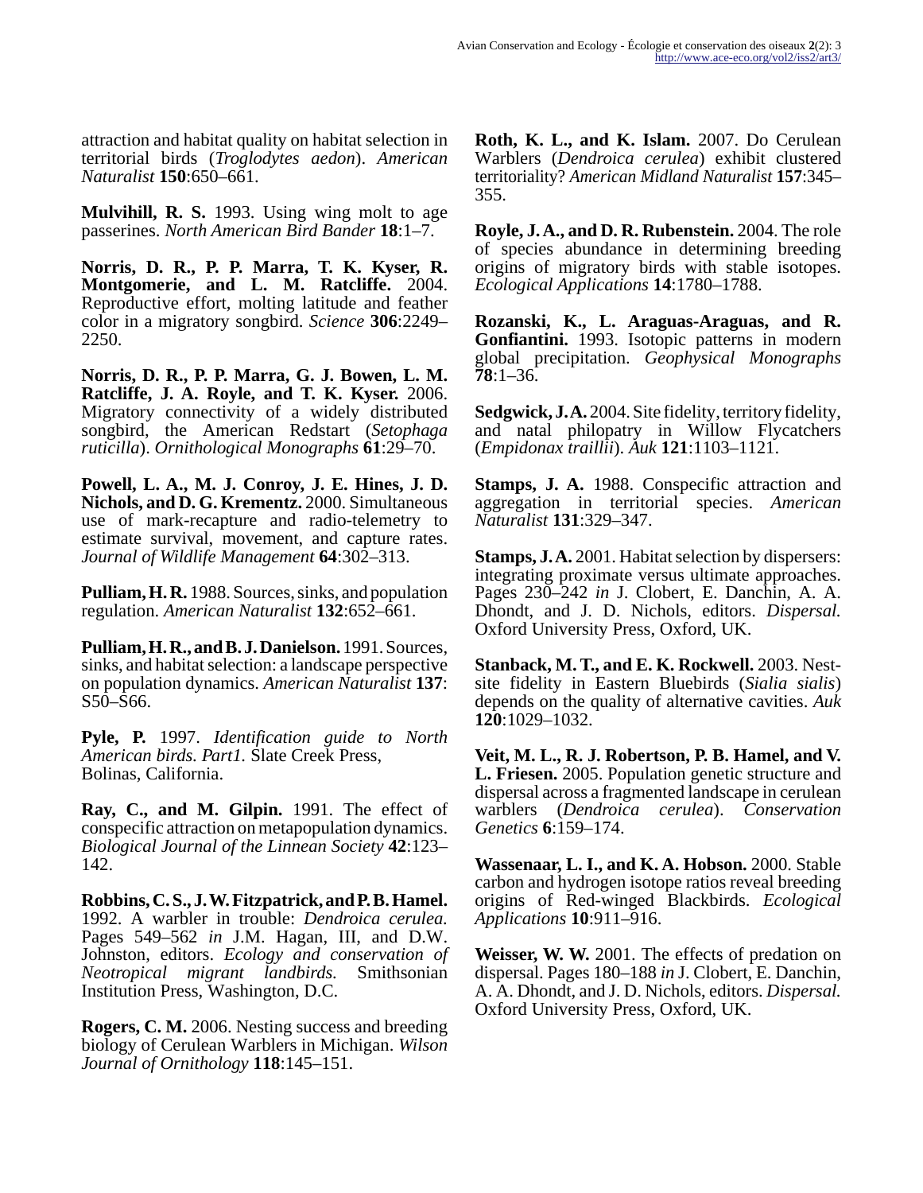attraction and habitat quality on habitat selection in territorial birds (*Troglodytes aedon*). *American Naturalist* **150**:650–661.

**Mulvihill, R. S.** 1993. Using wing molt to age passerines. *North American Bird Bander* **18**:1–7.

**Norris, D. R., P. P. Marra, T. K. Kyser, R. Montgomerie, and L. M. Ratcliffe.** 2004. Reproductive effort, molting latitude and feather color in a migratory songbird. *Science* **306**:2249–2250.

**Norris, D. R., P. P. Marra, G. J. Bowen, L. M. Ratcliffe, J. A. Royle, and T. K. Kyser.** 2006. Migratory connectivity of a widely distributed songbird, the American Redstart (*Setophaga ruticilla*). *Ornithological Monographs* **61**:29–70.

**Powell, L. A., M. J. Conroy, J. E. Hines, J. D. Nichols, and D. G. Krementz.** 2000. Simultaneous use of mark-recapture and radio-telemetry to estimate survival, movement, and capture rates. *Journal of Wildlife Management* **64**:302–313.

**Pulliam, H. R.** 1988. Sources, sinks, and population regulation. *American Naturalist* **132**:652–661.

**Pulliam, H. R., and B. J. Danielson.** 1991. Sources, sinks, and habitat selection: a landscape perspective on population dynamics. *American Naturalist* **137**: S50–S66.

**Pyle, P.** 1997. *Identification guide to North American birds. Part1.* Slate Creek Press, Bolinas, California.

**Ray, C., and M. Gilpin.** 1991. The effect of conspecific attraction on metapopulation dynamics. *Biological Journal of the Linnean Society* **42**:123–142.

**Robbins, C. S., J. W. Fitzpatrick, and P. B. Hamel.** 1992. A warbler in trouble: *Dendroica cerulea.* Pages 549–562 *in* J.M. Hagan, III, and D.W. Johnston, editors. *Ecology and conservation of Neotropical migrant landbirds.* Smithsonian Institution Press, Washington, D.C.

**Rogers, C. M.** 2006. Nesting success and breeding biology of Cerulean Warblers in Michigan. *Wilson Journal of Ornithology* **118**:145–151.

**Roth, K. L., and K. Islam.** 2007. Do Cerulean Warblers (*Dendroica cerulea*) exhibit clustered territoriality? *American Midland Naturalist* **157**:345–355.

**Royle, J. A., and D. R. Rubenstein.** 2004. The role of species abundance in determining breeding origins of migratory birds with stable isotopes. *Ecological Applications* **14**:1780–1788.

**Rozanski, K., L. Araguas-Araguas, and R. Gonfiantini.** 1993. Isotopic patterns in modern global precipitation. *Geophysical Monographs* **78**:1–36.

**Sedgwick, J. A.** 2004. Site fidelity, territory fidelity, and natal philopatry in Willow Flycatchers (*Empidonax traillii*). *Auk* **121**:1103–1121.

**Stamps, J. A.** 1988. Conspecific attraction and aggregation in territorial species. *American Naturalist* **131**:329–347.

**Stamps, J. A.** 2001. Habitat selection by dispersers: integrating proximate versus ultimate approaches. Pages 230–242 *in* J. Clobert, E. Danchin, A. A. Dhondt, and J. D. Nichols, editors. *Dispersal.* Oxford University Press, Oxford, UK.

**Stanback, M. T., and E. K. Rockwell.** 2003. Nest-site fidelity in Eastern Bluebirds (*Sialia sialis*) depends on the quality of alternative cavities. *Auk* **120**:1029–1032.

**Veit, M. L., R. J. Robertson, P. B. Hamel, and V. L. Friesen.** 2005. Population genetic structure and dispersal across a fragmented landscape in cerulean warblers (*Dendroica cerulea*). *Conservation Genetics* **6**:159–174.

**Wassenaar, L. I., and K. A. Hobson.** 2000. Stable carbon and hydrogen isotope ratios reveal breeding origins of Red-winged Blackbirds. *Ecological Applications* **10**:911–916.

**Weisser, W. W.** 2001. The effects of predation on dispersal. Pages 180–188 *in* J. Clobert, E. Danchin, A. A. Dhondt, and J. D. Nichols, editors. *Dispersal.* Oxford University Press, Oxford, UK.